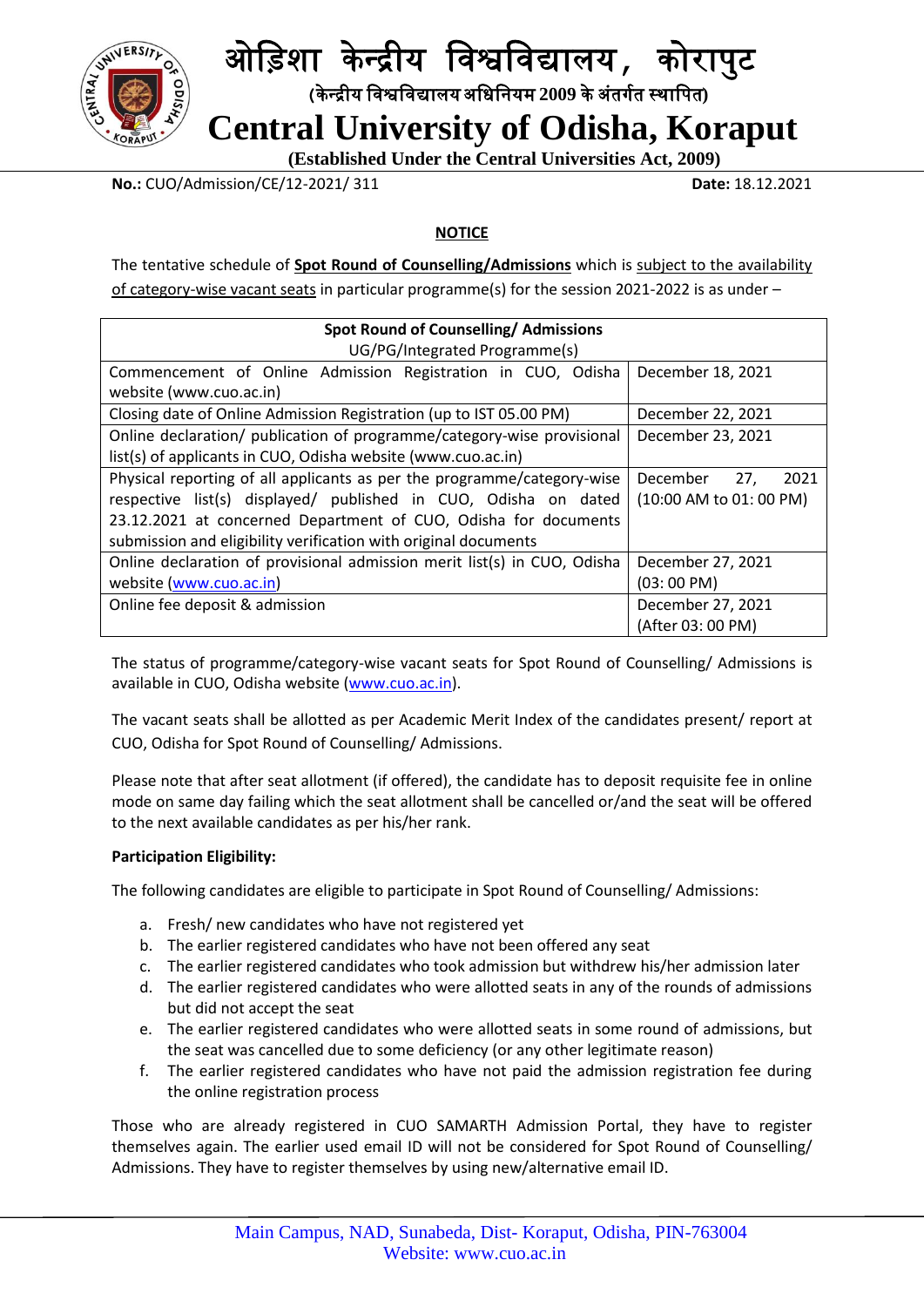# ओड़िशा केन्द्रीय विश्वविद्यालय, कोरापुट

**(केन्द्रीय विश्वविद्यालय अधिनियम 2009 के अंतर्गत स्थापित)**

# Central University of Odisha, Koraput

**(Established Under the Central Universities Act, 2009)**

**No.:** CUO/Admission/CE/12-2021/ 311 **Date:** 18.12.2021

## NOTICE

The tentative schedule of **Spot Round of Counselling/Admissions** which is subject to the availability of category-wise vacant seats in particular programme(s) for the session 2021-2022 is as under –

| **Spot Round of Counselling/ Admissions** UG/PG/Integrated Programme(s) | |
|---|---|
| Commencement of Online Admission Registration in CUO, Odisha website (www.cuo.ac.in) | December 18, 2021 |
| Closing date of Online Admission Registration (up to IST 05.00 PM) | December 22, 2021 |
| Online declaration/ publication of programme/category-wise provisional list(s) of applicants in CUO, Odisha website (www.cuo.ac.in) | December 23, 2021 |
| Physical reporting of all applicants as per the programme/category-wise respective list(s) displayed/ published in CUO, Odisha on dated 23.12.2021 at concerned Department of CUO, Odisha for documents submission and eligibility verification with original documents | December 27, 2021 (10:00 AM to 01: 00 PM) |
| Online declaration of provisional admission merit list(s) in CUO, Odisha website (www.cuo.ac.in) | December 27, 2021 (03: 00 PM) |
| Online fee deposit & admission | December 27, 2021 (After 03: 00 PM) |

The status of programme/category-wise vacant seats for Spot Round of Counselling/ Admissions is available in CUO, Odisha website (www.cuo.ac.in).

The vacant seats shall be allotted as per Academic Merit Index of the candidates present/ report at CUO, Odisha for Spot Round of Counselling/ Admissions.

Please note that after seat allotment (if offered), the candidate has to deposit requisite fee in online mode on same day failing which the seat allotment shall be cancelled or/and the seat will be offered to the next available candidates as per his/her rank.

**Participation Eligibility:**

The following candidates are eligible to participate in Spot Round of Counselling/ Admissions:

a. Fresh/ new candidates who have not registered yet
b. The earlier registered candidates who have not been offered any seat
c. The earlier registered candidates who took admission but withdrew his/her admission later
d. The earlier registered candidates who were allotted seats in any of the rounds of admissions but did not accept the seat
e. The earlier registered candidates who were allotted seats in some round of admissions, but the seat was cancelled due to some deficiency (or any other legitimate reason)
f. The earlier registered candidates who have not paid the admission registration fee during the online registration process

Those who are already registered in CUO SAMARTH Admission Portal, they have to register themselves again. The earlier used email ID will not be considered for Spot Round of Counselling/ Admissions. They have to register themselves by using new/alternative email ID.

Main Campus, NAD, Sunabeda, Dist- Koraput, Odisha, PIN-763004
Website: www.cuo.ac.in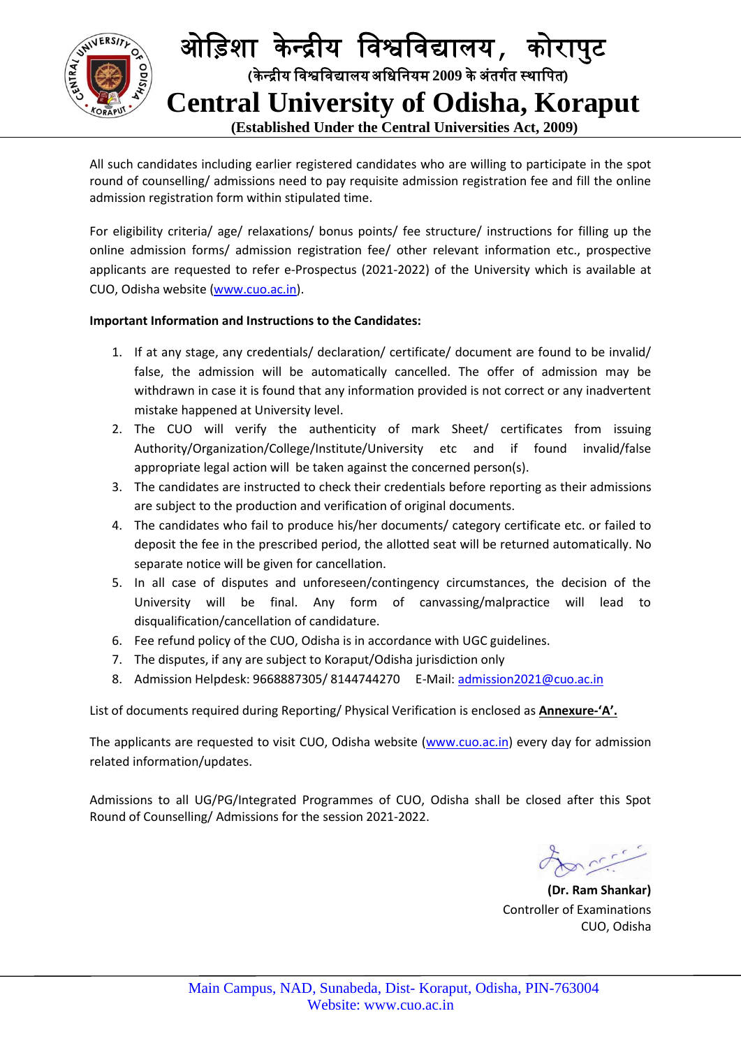All such candidates including earlier registered candidates who are willing to participate in the spot round of counselling/ admissions need to pay requisite admission registration fee and fill the online admission registration form within stipulated time.

For eligibility criteria/ age/ relaxations/ bonus points/ fee structure/ instructions for filling up the online admission forms/ admission registration fee/ other relevant information etc., prospective applicants are requested to refer e-Prospectus (2021-2022) of the University which is available at CUO, Odisha website (www.cuo.ac.in).

**Important Information and Instructions to the Candidates:**

1. If at any stage, any credentials/ declaration/ certificate/ document are found to be invalid/ false, the admission will be automatically cancelled. The offer of admission may be withdrawn in case it is found that any information provided is not correct or any inadvertent mistake happened at University level.
2. The CUO will verify the authenticity of mark Sheet/ certificates from issuing Authority/Organization/College/Institute/University etc and if found invalid/false appropriate legal action will be taken against the concerned person(s).
3. The candidates are instructed to check their credentials before reporting as their admissions are subject to the production and verification of original documents.
4. The candidates who fail to produce his/her documents/ category certificate etc. or failed to deposit the fee in the prescribed period, the allotted seat will be returned automatically. No separate notice will be given for cancellation.
5. In all case of disputes and unforeseen/contingency circumstances, the decision of the University will be final. Any form of canvassing/malpractice will lead to disqualification/cancellation of candidature.
6. Fee refund policy of the CUO, Odisha is in accordance with UGC guidelines.
7. The disputes, if any are subject to Koraput/Odisha jurisdiction only
8. Admission Helpdesk: 9668887305/ 8144744270 E-Mail: admission2021@cuo.ac.in

List of documents required during Reporting/ Physical Verification is enclosed as **Annexure-'A'.**

The applicants are requested to visit CUO, Odisha website (www.cuo.ac.in) every day for admission related information/updates.

Admissions to all UG/PG/Integrated Programmes of CUO, Odisha shall be closed after this Spot Round of Counselling/ Admissions for the session 2021-2022.

**(Dr. Ram Shankar)**
Controller of Examinations
CUO, Odisha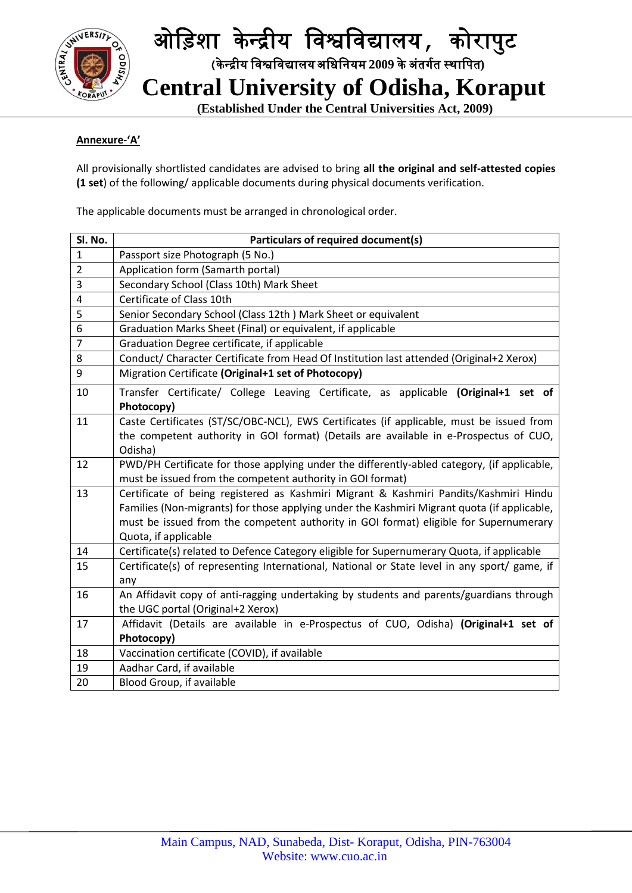**Annexure-'A'**

All provisionally shortlisted candidates are advised to bring **all the original and self-attested copies (1 set**) of the following/ applicable documents during physical documents verification.

The applicable documents must be arranged in chronological order.

| Sl. No. | Particulars of required document(s) |
|---|---|
| 1 | Passport size Photograph (5 No.) |
| 2 | Application form (Samarth portal) |
| 3 | Secondary School (Class 10th) Mark Sheet |
| 4 | Certificate of Class 10th |
| 5 | Senior Secondary School (Class 12th ) Mark Sheet or equivalent |
| 6 | Graduation Marks Sheet (Final) or equivalent, if applicable |
| 7 | Graduation Degree certificate, if applicable |
| 8 | Conduct/ Character Certificate from Head Of Institution last attended (Original+2 Xerox) |
| 9 | Migration Certificate **(Original+1 set of Photocopy)** |
| 10 | Transfer Certificate/ College Leaving Certificate, as applicable **(Original+1 set of Photocopy)** |
| 11 | Caste Certificates (ST/SC/OBC-NCL), EWS Certificates (if applicable, must be issued from the competent authority in GOI format) (Details are available in e-Prospectus of CUO, Odisha) |
| 12 | PWD/PH Certificate for those applying under the differently-abled category, (if applicable, must be issued from the competent authority in GOI format) |
| 13 | Certificate of being registered as Kashmiri Migrant & Kashmiri Pandits/Kashmiri Hindu Families (Non-migrants) for those applying under the Kashmiri Migrant quota (if applicable, must be issued from the competent authority in GOI format) eligible for Supernumerary Quota, if applicable |
| 14 | Certificate(s) related to Defence Category eligible for Supernumerary Quota, if applicable |
| 15 | Certificate(s) of representing International, National or State level in any sport/ game, if any |
| 16 | An Affidavit copy of anti-ragging undertaking by students and parents/guardians through the UGC portal (Original+2 Xerox) |
| 17 | Affidavit (Details are available in e-Prospectus of CUO, Odisha) **(Original+1 set of Photocopy)** |
| 18 | Vaccination certificate (COVID), if available |
| 19 | Aadhar Card, if available |
| 20 | Blood Group, if available |